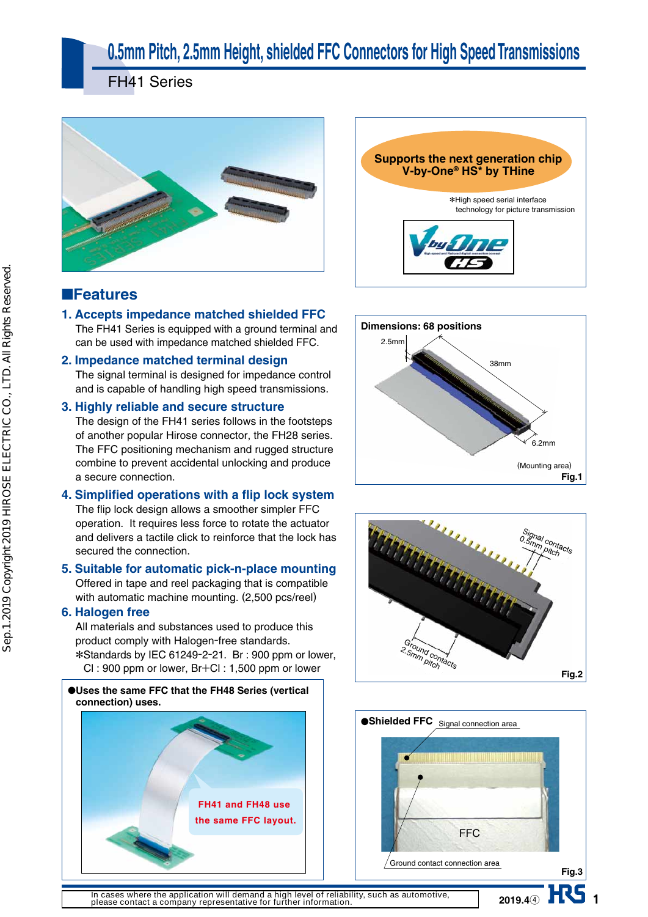# 0.5mm Pitch, 2.5mm Height, shielded FFC Connectors for High Speed Transmissions

FH41 Series

Supports the next generation chip V-by-One® HS* by THine

*High speed serial interface technology for picture transmission

## ■Features

### 1. Accepts impedance matched shielded FFC

The FH41 Series is equipped with a ground terminal and can be used with impedance matched shielded FFC.

### 2. Impedance matched terminal design

The signal terminal is designed for impedance control and is capable of handling high speed transmissions.

### 3. Highly reliable and secure structure

The design of the FH41 series follows in the footsteps of another popular Hirose connector, the FH28 series. The FFC positioning mechanism and rugged structure combine to prevent accidental unlocking and produce a secure connection.

### 4. Simplified operations with a flip lock system

The flip lock design allows a smoother simpler FFC operation. It requires less force to rotate the actuator and delivers a tactile click to reinforce that the lock has secured the connection.

### 5. Suitable for automatic pick-n-place mounting

Offered in tape and reel packaging that is compatible with automatic machine mounting. (2,500 pcs/reel)

### 6. Halogen free

All materials and substances used to produce this product comply with Halogen-free standards.

*Standards by IEC 61249-2-21. Br : 900 ppm or lower, Cl : 900 ppm or lower, Br+Cl : 1,500 ppm or lower

●Uses the same FFC that the FH48 Series (vertical connection) uses.

FH41 and FH48 use the same FFC layout.

**Dimensions: 68 positions**

2.5mm, 38mm, 6.2mm (Mounting area)

Fig.1

Signal contacts 0.5mm pitch

Ground contacts 2.5mm pitch

Fig.2

●Shielded FFC

Signal connection area

FFC

Ground contact connection area

Fig.3

In cases where the application will demand a high level of reliability, such as automotive, please contact a company representative for further information.

2019.4④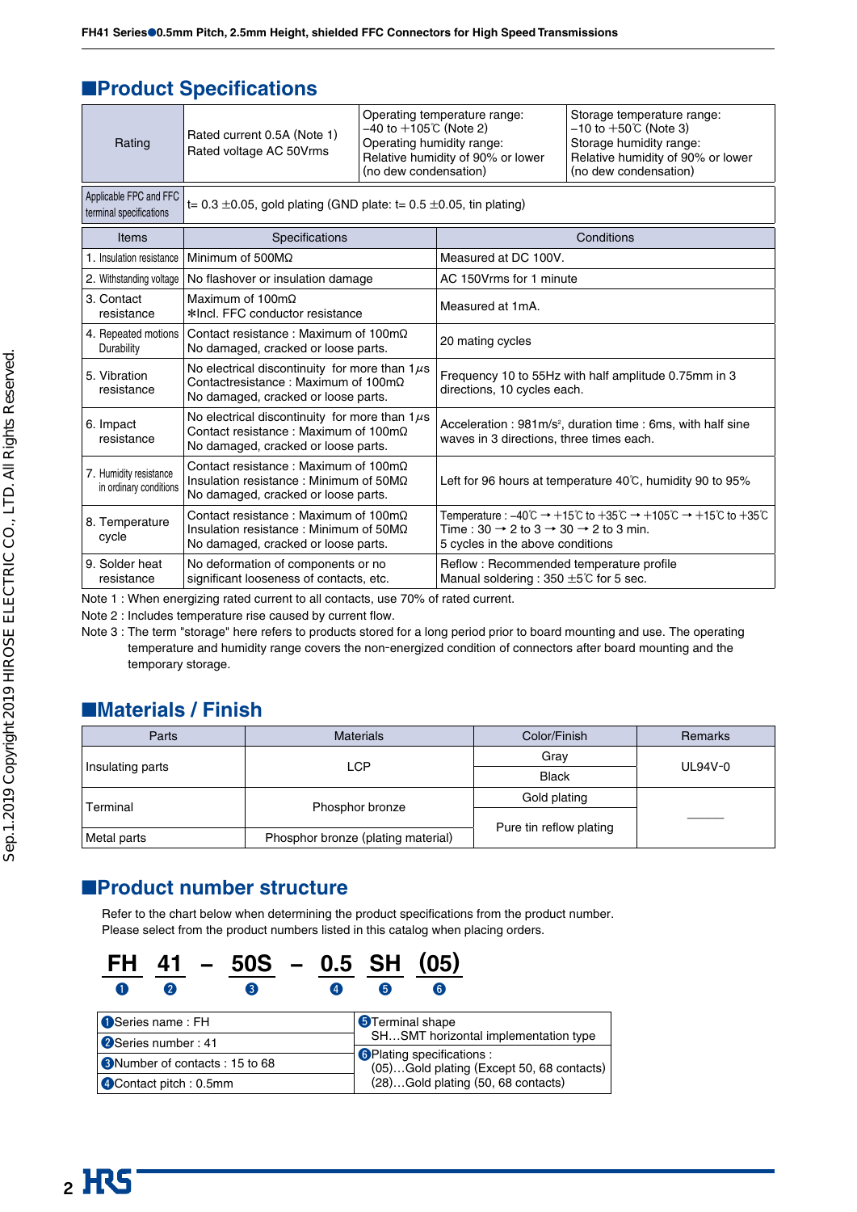## ■Product Specifications

| Rating | Rated current 0.5A (Note 1)<br>Rated voltage AC 50Vrms | Operating temperature range:<br>−40 to +105℃ (Note 2)<br>Operating humidity range:<br>Relative humidity of 90% or lower<br>(no dew condensation) | Storage temperature range:<br>−10 to +50℃ (Note 3)<br>Storage humidity range:<br>Relative humidity of 90% or lower<br>(no dew condensation) |
|---|---|---|---|
| Applicable FPC and FFC terminal specifications | t= 0.3 ±0.05, gold plating (GND plate: t= 0.5 ±0.05, tin plating) | | |

| Items | Specifications | Conditions |
|---|---|---|
| 1. Insulation resistance | Minimum of 500MΩ | Measured at DC 100V. |
| 2. Withstanding voltage | No flashover or insulation damage | AC 150Vrms for 1 minute |
| 3. Contact resistance | Maximum of 100mΩ<br>*Incl. FFC conductor resistance | Measured at 1mA. |
| 4. Repeated motions Durability | Contact resistance : Maximum of 100mΩ<br>No damaged, cracked or loose parts. | 20 mating cycles |
| 5. Vibration resistance | No electrical discontinuity for more than 1μs<br>Contactresistance : Maximum of 100mΩ<br>No damaged, cracked or loose parts. | Frequency 10 to 55Hz with half amplitude 0.75mm in 3 directions, 10 cycles each. |
| 6. Impact resistance | No electrical discontinuity for more than 1μs<br>Contact resistance : Maximum of 100mΩ<br>No damaged, cracked or loose parts. | Acceleration : 981m/s², duration time : 6ms, with half sine waves in 3 directions, three times each. |
| 7. Humidity resistance in ordinary conditions | Contact resistance : Maximum of 100mΩ<br>Insulation resistance : Minimum of 50MΩ<br>No damaged, cracked or loose parts. | Left for 96 hours at temperature 40℃, humidity 90 to 95% |
| 8. Temperature cycle | Contact resistance : Maximum of 100mΩ<br>Insulation resistance : Minimum of 50MΩ<br>No damaged, cracked or loose parts. | Temperature : −40℃ → +15℃ to +35℃ → +105℃ → +15℃ to +35℃<br>Time : 30 → 2 to 3 → 30 → 2 to 3 min.<br>5 cycles in the above conditions |
| 9. Solder heat resistance | No deformation of components or no significant looseness of contacts, etc. | Reflow : Recommended temperature profile<br>Manual soldering : 350 ±5℃ for 5 sec. |

Note 1 : When energizing rated current to all contacts, use 70% of rated current.

Note 2 : Includes temperature rise caused by current flow.

Note 3 : The term "storage" here refers to products stored for a long period prior to board mounting and use. The operating temperature and humidity range covers the non-energized condition of connectors after board mounting and the temporary storage.

## ■Materials / Finish

| Parts | Materials | Color/Finish | Remarks |
|---|---|---|---|
| Insulating parts | LCP | Gray | UL94V-0 |
| | | Black | |
| Terminal | Phosphor bronze | Gold plating | ——— |
| | | Pure tin reflow plating | |
| Metal parts | Phosphor bronze (plating material) | | |

## ■Product number structure

Refer to the chart below when determining the product specifications from the product number.
Please select from the product numbers listed in this catalog when placing orders.

**FH 41 – 50S – 0.5 SH (05)**
❶ ❷ ❸ ❹ ❺ ❻

| | |
|---|---|
| ❶Series name : FH | ❺Terminal shape<br>SH…SMT horizontal implementation type |
| ❷Series number : 41 | |
| ❸Number of contacts : 15 to 68 | ❻Plating specifications :<br>(05)…Gold plating (Except 50, 68 contacts)<br>(28)…Gold plating (50, 68 contacts) |
| ❹Contact pitch : 0.5mm | |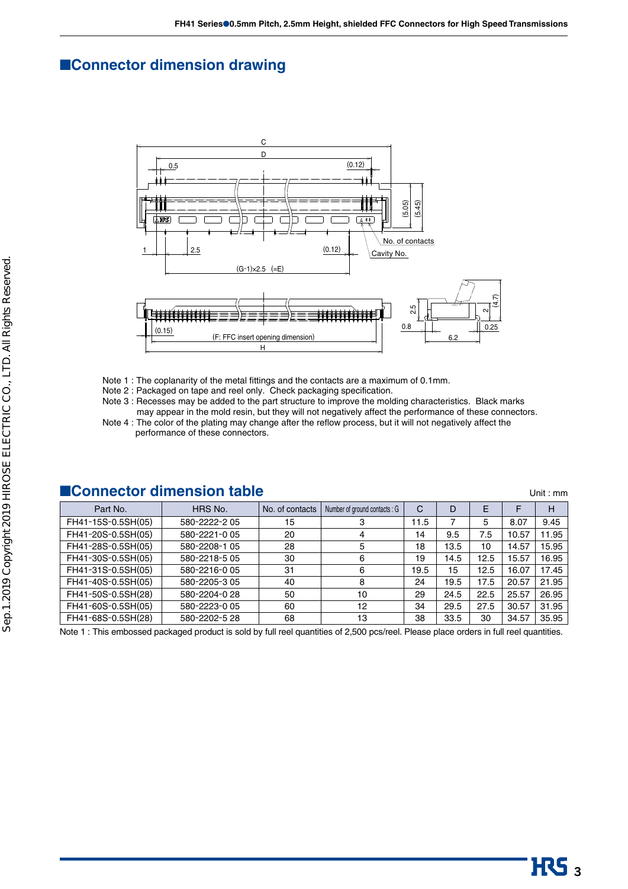## ■Connector dimension drawing

Note 1 : The coplanarity of the metal fittings and the contacts are a maximum of 0.1mm.
Note 2 : Packaged on tape and reel only. Check packaging specification.
Note 3 : Recesses may be added to the part structure to improve the molding characteristics. Black marks may appear in the mold resin, but they will not negatively affect the performance of these connectors.
Note 4 : The color of the plating may change after the reflow process, but it will not negatively affect the performance of these connectors.

## ■Connector dimension table

Unit : mm

| Part No. | HRS No. | No. of contacts | Number of ground contacts : G | C | D | E | F | H |
|---|---|---|---|---|---|---|---|---|
| FH41-15S-0.5SH(05) | 580-2222-2 05 | 15 | 3 | 11.5 | 7 | 5 | 8.07 | 9.45 |
| FH41-20S-0.5SH(05) | 580-2221-0 05 | 20 | 4 | 14 | 9.5 | 7.5 | 10.57 | 11.95 |
| FH41-28S-0.5SH(05) | 580-2208-1 05 | 28 | 5 | 18 | 13.5 | 10 | 14.57 | 15.95 |
| FH41-30S-0.5SH(05) | 580-2218-5 05 | 30 | 6 | 19 | 14.5 | 12.5 | 15.57 | 16.95 |
| FH41-31S-0.5SH(05) | 580-2216-0 05 | 31 | 6 | 19.5 | 15 | 12.5 | 16.07 | 17.45 |
| FH41-40S-0.5SH(05) | 580-2205-3 05 | 40 | 8 | 24 | 19.5 | 17.5 | 20.57 | 21.95 |
| FH41-50S-0.5SH(28) | 580-2204-0 28 | 50 | 10 | 29 | 24.5 | 22.5 | 25.57 | 26.95 |
| FH41-60S-0.5SH(05) | 580-2223-0 05 | 60 | 12 | 34 | 29.5 | 27.5 | 30.57 | 31.95 |
| FH41-68S-0.5SH(28) | 580-2202-5 28 | 68 | 13 | 38 | 33.5 | 30 | 34.57 | 35.95 |

Note 1 : This embossed packaged product is sold by full reel quantities of 2,500 pcs/reel. Please place orders in full reel quantities.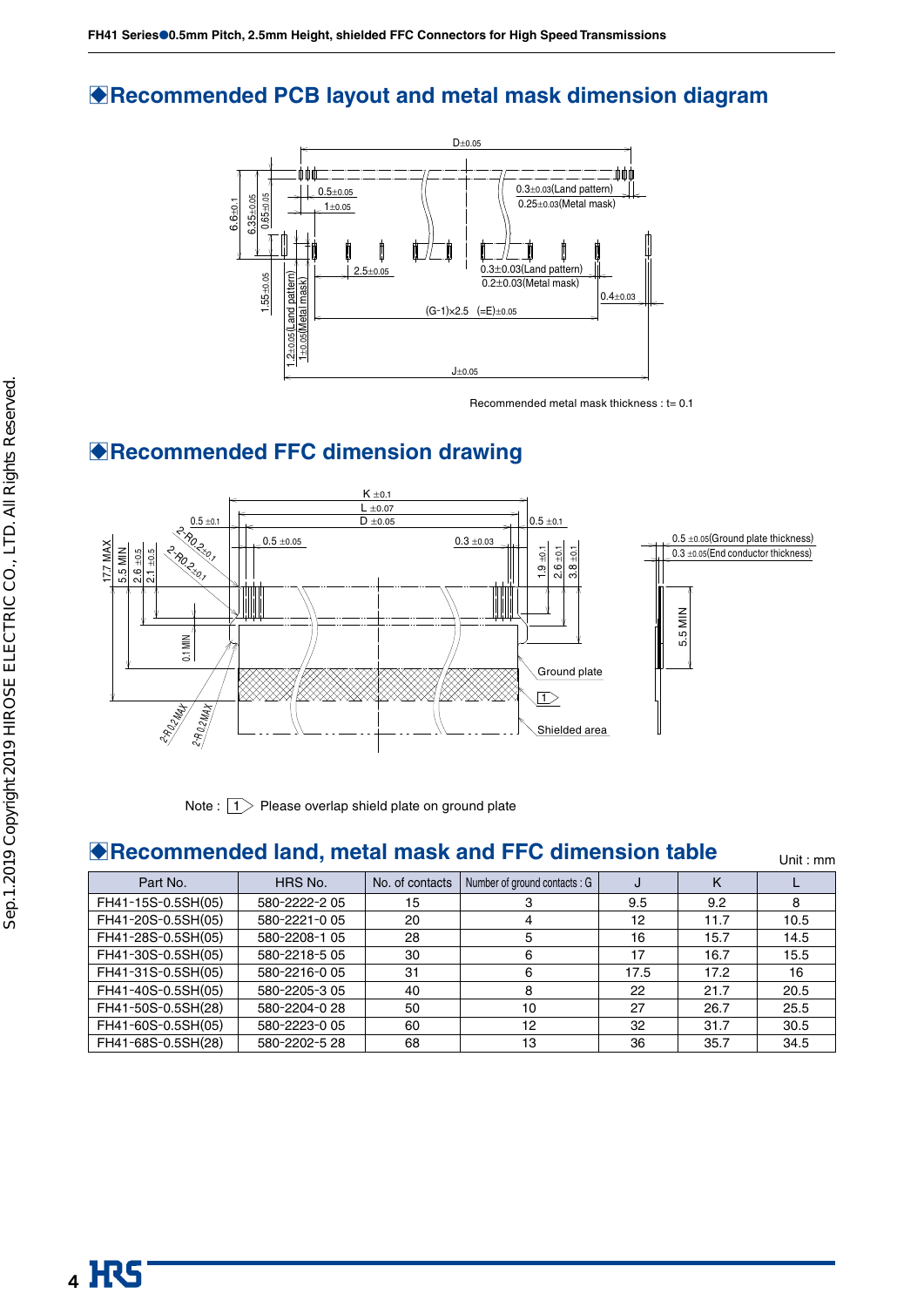## ◆Recommended PCB layout and metal mask dimension diagram

Recommended metal mask thickness : t= 0.1

## ◆Recommended FFC dimension drawing

Note : 1 Please overlap shield plate on ground plate

## ◆Recommended land, metal mask and FFC dimension table

Unit : mm

| Part No. | HRS No. | No. of contacts | Number of ground contacts : G | J | K | L |
|---|---|---|---|---|---|---|
| FH41-15S-0.5SH(05) | 580-2222-2 05 | 15 | 3 | 9.5 | 9.2 | 8 |
| FH41-20S-0.5SH(05) | 580-2221-0 05 | 20 | 4 | 12 | 11.7 | 10.5 |
| FH41-28S-0.5SH(05) | 580-2208-1 05 | 28 | 5 | 16 | 15.7 | 14.5 |
| FH41-30S-0.5SH(05) | 580-2218-5 05 | 30 | 6 | 17 | 16.7 | 15.5 |
| FH41-31S-0.5SH(05) | 580-2216-0 05 | 31 | 6 | 17.5 | 17.2 | 16 |
| FH41-40S-0.5SH(05) | 580-2205-3 05 | 40 | 8 | 22 | 21.7 | 20.5 |
| FH41-50S-0.5SH(28) | 580-2204-0 28 | 50 | 10 | 27 | 26.7 | 25.5 |
| FH41-60S-0.5SH(05) | 580-2223-0 05 | 60 | 12 | 32 | 31.7 | 30.5 |
| FH41-68S-0.5SH(28) | 580-2202-5 28 | 68 | 13 | 36 | 35.7 | 34.5 |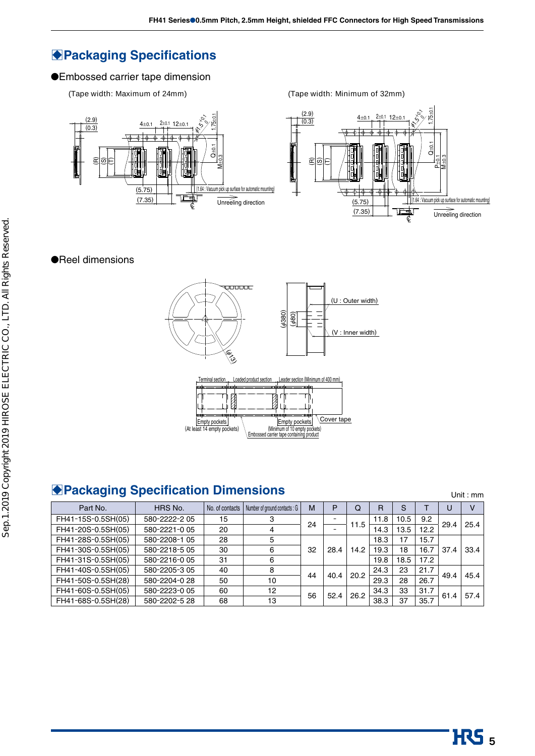## ◆Packaging Specifications

●Embossed carrier tape dimension

(Tape width: Maximum of 24mm)

(Tape width: Minimum of 32mm)

Unreeling direction

●Reel dimensions

## ◆Packaging Specification Dimensions

Unit : mm

| Part No. | HRS No. | No. of contacts | Number of ground contacts : G | M | P | Q | R | S | T | U | V |
|---|---|---|---|---|---|---|---|---|---|---|---|
| FH41-15S-0.5SH(05) | 580-2222-2 05 | 15 | 3 | 24 | - | 11.5 | 11.8 | 10.5 | 9.2 | 29.4 | 25.4 |
| FH41-20S-0.5SH(05) | 580-2221-0 05 | 20 | 4 | | - | | 14.3 | 13.5 | 12.2 | | |
| FH41-28S-0.5SH(05) | 580-2208-1 05 | 28 | 5 | 32 | 28.4 | 14.2 | 18.3 | 17 | 15.7 | 37.4 | 33.4 |
| FH41-30S-0.5SH(05) | 580-2218-5 05 | 30 | 6 | | | | 19.3 | 18 | 16.7 | | |
| FH41-31S-0.5SH(05) | 580-2216-0 05 | 31 | 6 | | | | 19.8 | 18.5 | 17.2 | | |
| FH41-40S-0.5SH(05) | 580-2205-3 05 | 40 | 8 | 44 | 40.4 | 20.2 | 24.3 | 23 | 21.7 | 49.4 | 45.4 |
| FH41-50S-0.5SH(28) | 580-2204-0 28 | 50 | 10 | | | | 29.3 | 28 | 26.7 | | |
| FH41-60S-0.5SH(05) | 580-2223-0 05 | 60 | 12 | 56 | 52.4 | 26.2 | 34.3 | 33 | 31.7 | 61.4 | 57.4 |
| FH41-68S-0.5SH(28) | 580-2202-5 28 | 68 | 13 | | | | 38.3 | 37 | 35.7 | | |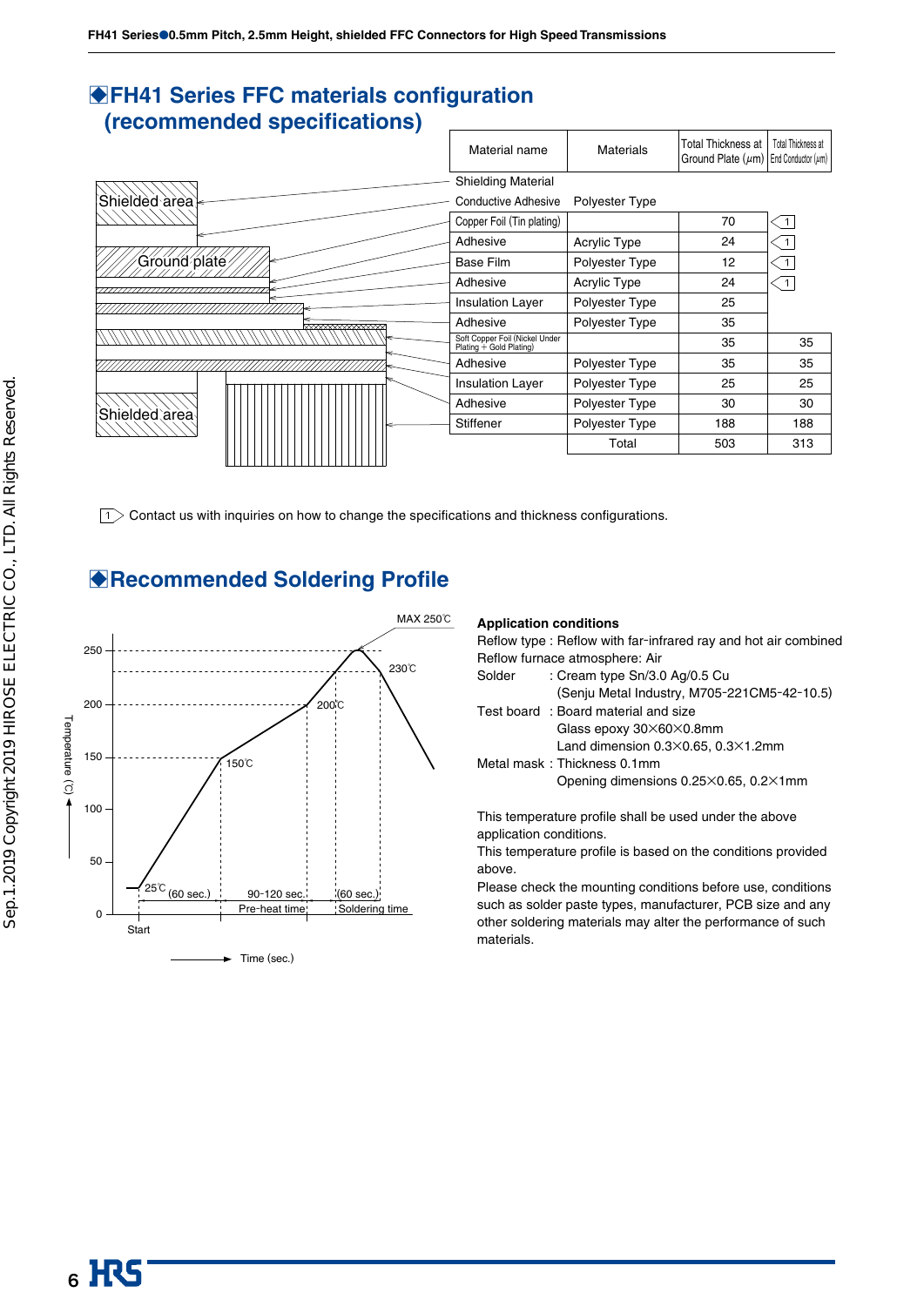## ◆FH41 Series FFC materials configuration (recommended specifications)

| Material name | Materials | Total Thickness at Ground Plate (μm) | Total Thickness at End Conductor (μm) |
|---|---|---|---|
| Shielding Material | | | |
| Conductive Adhesive | Polyester Type | | |
| Copper Foil (Tin plating) | | 70 | ⊲1 |
| Adhesive | Acrylic Type | 24 | ⊲1 |
| Base Film | Polyester Type | 12 | ⊲1 |
| Adhesive | Acrylic Type | 24 | ⊲1 |
| Insulation Layer | Polyester Type | 25 | |
| Adhesive | Polyester Type | 35 | |
| Soft Copper Foil (Nickel Under Plating + Gold Plating) | | 35 | 35 |
| Adhesive | Polyester Type | 35 | 35 |
| Insulation Layer | Polyester Type | 25 | 25 |
| Adhesive | Polyester Type | 30 | 30 |
| Stiffener | Polyester Type | 188 | 188 |
| | Total | 503 | 313 |

Diagram labels: Shielded area, Ground plate, Shielded area

⊲1 Contact us with inquiries on how to change the specifications and thickness configurations.

## ◆Recommended Soldering Profile

Graph: Temperature (°C) vs Time (sec.) — Start, 25°C, (60 sec.) to 150°C; 90-120 sec. Pre-heat time from 150°C to 200°C; (60 sec.) Soldering time above 230°C; MAX 250°C.

**Application conditions**

Reflow type : Reflow with far-infrared ray and hot air combined
Reflow furnace atmosphere: Air
Solder : Cream type Sn/3.0 Ag/0.5 Cu
(Senju Metal Industry, M705-221CM5-42-10.5)
Test board : Board material and size
Glass epoxy 30×60×0.8mm
Land dimension 0.3×0.65, 0.3×1.2mm
Metal mask : Thickness 0.1mm
Opening dimensions 0.25×0.65, 0.2×1mm

This temperature profile shall be used under the above application conditions.
This temperature profile is based on the conditions provided above.
Please check the mounting conditions before use, conditions such as solder paste types, manufacturer, PCB size and any other soldering materials may alter the performance of such materials.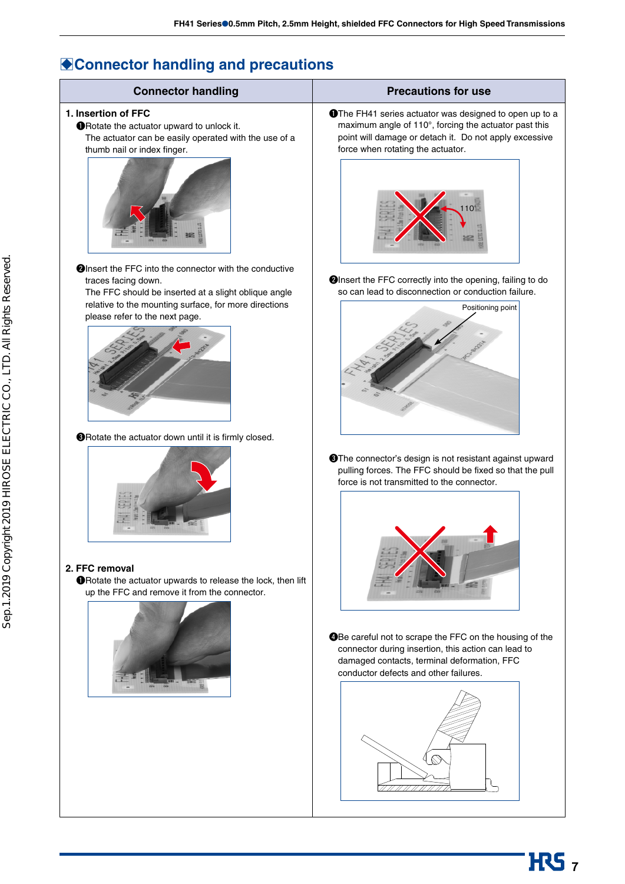## Connector handling and precautions

### Connector handling

**1. Insertion of FFC**

❶Rotate the actuator upward to unlock it.
The actuator can be easily operated with the use of a thumb nail or index finger.

❷Insert the FFC into the connector with the conductive traces facing down.
The FFC should be inserted at a slight oblique angle relative to the mounting surface, for more directions please refer to the next page.

❸Rotate the actuator down until it is firmly closed.

**2. FFC removal**

❶Rotate the actuator upwards to release the lock, then lift up the FFC and remove it from the connector.

### Precautions for use

❶The FH41 series actuator was designed to open up to a maximum angle of 110°, forcing the actuator past this point will damage or detach it. Do not apply excessive force when rotating the actuator.

110°

❷Insert the FFC correctly into the opening, failing to do so can lead to disconnection or conduction failure.

Positioning point

❸The connector's design is not resistant against upward pulling forces. The FFC should be fixed so that the pull force is not transmitted to the connector.

❹Be careful not to scrape the FFC on the housing of the connector during insertion, this action can lead to damaged contacts, terminal deformation, FFC conductor defects and other failures.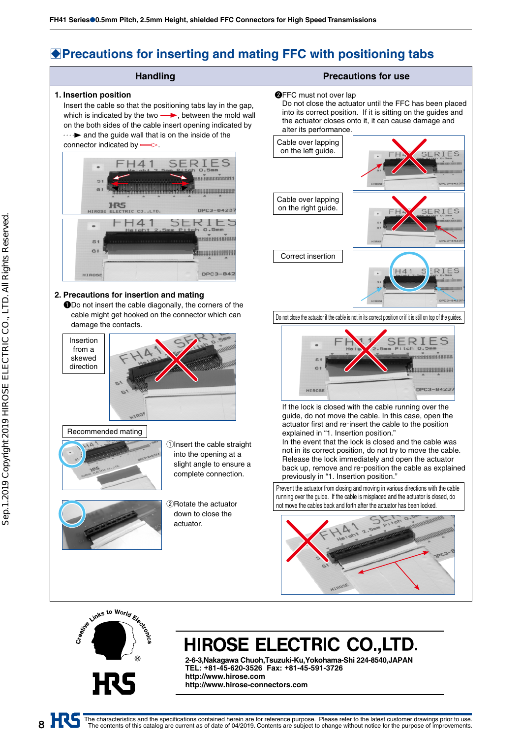## ◆Precautions for inserting and mating FFC with positioning tabs

### Handling

**1. Insertion position**

Insert the cable so that the positioning tabs lay in the gap, which is indicated by the two ⟶, between the mold wall on the both sides of the cable insert opening indicated by ····► and the guide wall that is on the inside of the connector indicated by ⇒.

**2. Precautions for insertion and mating**

❶Do not insert the cable diagonally, the corners of the cable might get hooked on the connector which can damage the contacts.

Insertion from a skewed direction

Recommended mating

①Insert the cable straight into the opening at a slight angle to ensure a complete connection.

②Rotate the actuator down to close the actuator.

### Precautions for use

❷FFC must not over lap

Do not close the actuator until the FFC has been placed into its correct position. If it is sitting on the guides and the actuator closes onto it, it can cause damage and alter its performance.

Cable over lapping on the left guide.

Cable over lapping on the right guide.

Correct insertion

Do not close the actuator if the cable is not in its correct position or if it is still on top of the guides.

If the lock is closed with the cable running over the guide, do not move the cable. In this case, open the actuator first and re-insert the cable to the position explained in "1. Insertion position."

In the event that the lock is closed and the cable was not in its correct position, do not try to move the cable. Release the lock immediately and open the actuator back up, remove and re-position the cable as explained previously in "1. Insertion position."

Prevent the actuator from closing and moving in various directions with the cable running over the guide. If the cable is misplaced and the actuator is closed, do not move the cables back and forth after the actuator has been locked.

---

**HIROSE ELECTRIC CO.,LTD.**

2-6-3,Nakagawa Chuoh,Tsuzuki-Ku,Yokohama-Shi 224-8540,JAPAN
TEL: +81-45-620-3526 Fax: +81-45-591-3726
http://www.hirose.com
http://www.hirose-connectors.com

The characteristics and the specifications contained herein are for reference purpose. Please refer to the latest customer drawings prior to use.
The contents of this catalog are current as of date of 04/2019. Contents are subject to change without notice for the purpose of improvements.

Sep.1.2019 Copyright 2019 HIROSE ELECTRIC CO., LTD. All Rights Reserved.